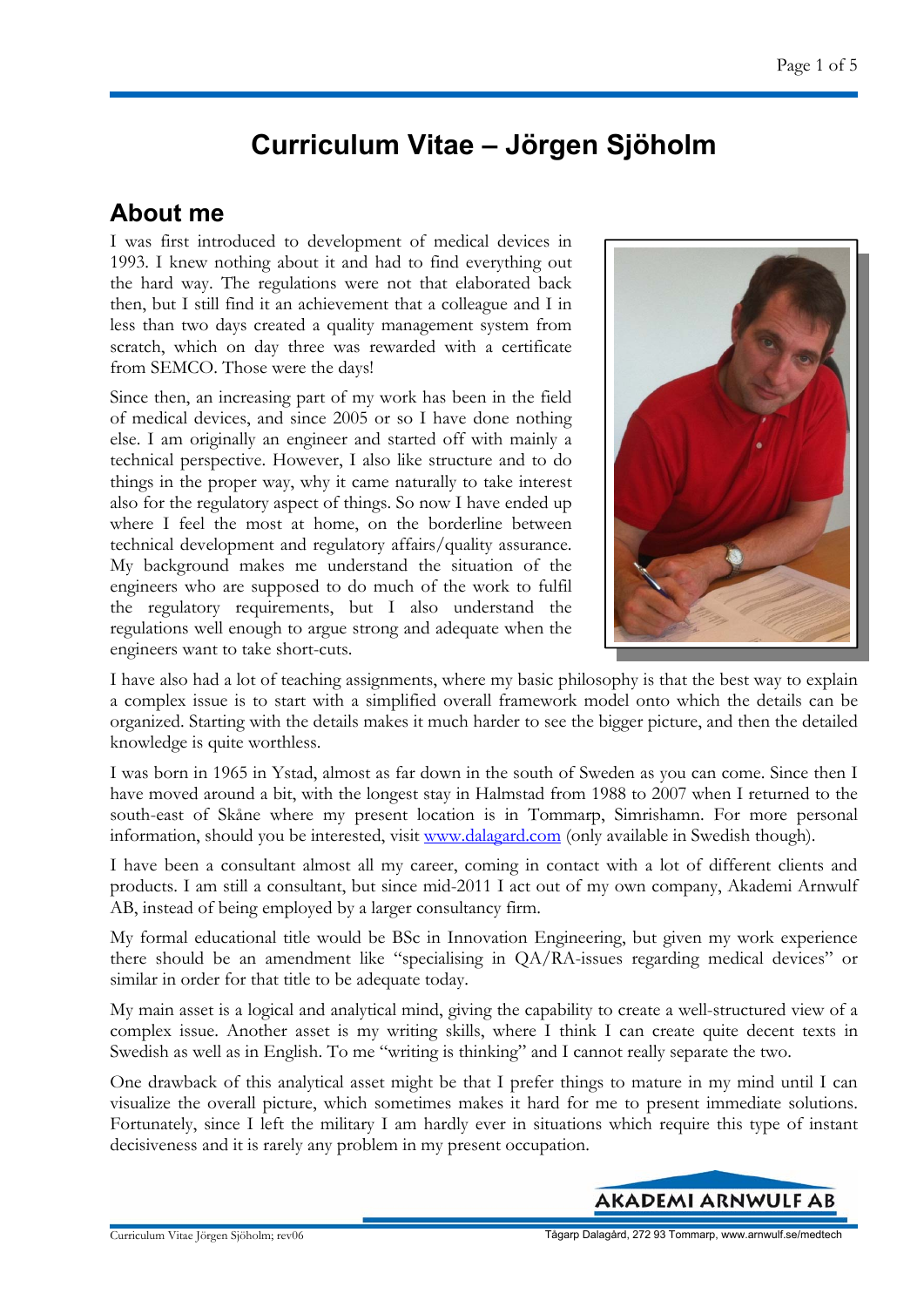# Curriculum Vitae – Jörgen Sjöholm

## About me

I was first introduced to development of medical devices in 1993. I knew nothing about it and had to find everything out the hard way. The regulations were not that elaborated back then, but I still find it an achievement that a colleague and I in less than two days created a quality management system from scratch, which on day three was rewarded with a certificate from SEMCO. Those were the days!

Since then, an increasing part of my work has been in the field of medical devices, and since 2005 or so I have done nothing else. I am originally an engineer and started off with mainly a technical perspective. However, I also like structure and to do things in the proper way, why it came naturally to take interest also for the regulatory aspect of things. So now I have ended up where I feel the most at home, on the borderline between technical development and regulatory affairs/quality assurance. My background makes me understand the situation of the engineers who are supposed to do much of the work to fulfil the regulatory requirements, but I also understand the regulations well enough to argue strong and adequate when the engineers want to take short-cuts.

I have also had a lot of teaching assignments, where my basic philosophy is that the best way to explain a complex issue is to start with a simplified overall framework model onto which the details can be organized. Starting with the details makes it much harder to see the bigger picture, and then the detailed knowledge is quite worthless.

I was born in 1965 in Ystad, almost as far down in the south of Sweden as you can come. Since then I have moved around a bit, with the longest stay in Halmstad from 1988 to 2007 when I returned to the south-east of Skåne where my present location is in Tommarp, Simrishamn. For more personal information, should you be interested, visit [www.dalagard.com](http://www.dalagard.com) (only available in Swedish though).

I have been a consultant almost all my career, coming in contact with a lot of different clients and products. I am still a consultant, but since mid-2011 I act out of my own company, Akademi Arnwulf AB, instead of being employed by a larger consultancy firm.

My formal educational title would be BSc in Innovation Engineering, but given my work experience there should be an amendment like "specialising in QA/RA-issues regarding medical devices" or similar in order for that title to be adequate today.

My main asset is a logical and analytical mind, giving the capability to create a well-structured view of a complex issue. Another asset is my writing skills, where I think I can create quite decent texts in Swedish as well as in English. To me "writing is thinking" and I cannot really separate the two.

One drawback of this analytical asset might be that I prefer things to mature in my mind until I can visualize the overall picture, which sometimes makes it hard for me to present immediate solutions. Fortunately, since I left the military I am hardly ever in situations which require this type of instant decisiveness and it is rarely any problem in my present occupation.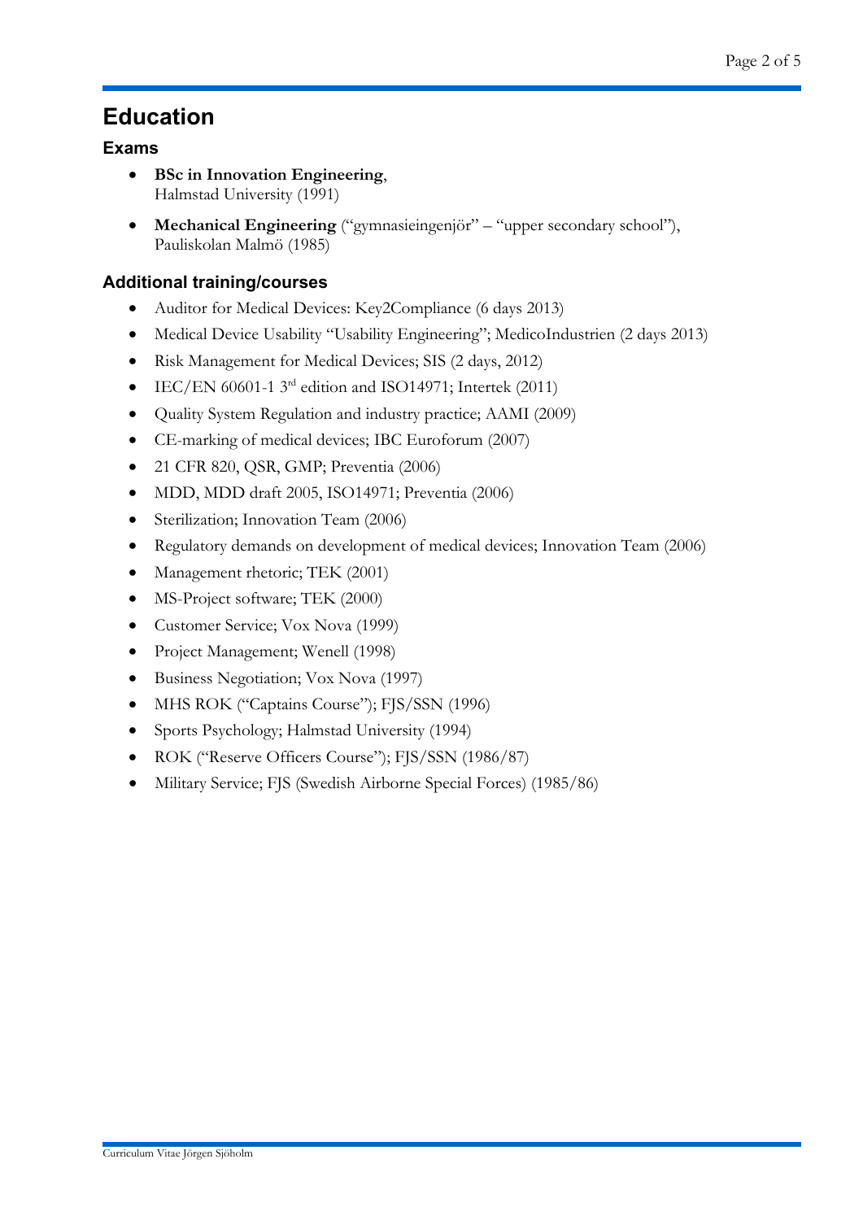# Education

## Exams

- **BSc in Innovation Engineering**, Halmstad University (1991)
- **Mechanical Engineering** ("gymnasieingenjör" – "upper secondary school"), Pauliskolan Malmö (1985)

## Additional training/courses

- Auditor for Medical Devices: Key2Compliance (6 days 2013)
- Medical Device Usability "Usability Engineering"; MedicoIndustrien (2 days 2013)
- Risk Management for Medical Devices; SIS (2 days, 2012)
- IEC/EN 60601-1 3rd edition and ISO14971; Intertek (2011)
- Quality System Regulation and industry practice; AAMI (2009)
- CE-marking of medical devices; IBC Euroforum (2007)
- 21 CFR 820, QSR, GMP; Preventia (2006)
- MDD, MDD draft 2005, ISO14971; Preventia (2006)
- Sterilization; Innovation Team (2006)
- Regulatory demands on development of medical devices; Innovation Team (2006)
- Management rhetoric; TEK (2001)
- MS-Project software; TEK (2000)
- Customer Service; Vox Nova (1999)
- Project Management; Wenell (1998)
- Business Negotiation; Vox Nova (1997)
- MHS ROK ("Captains Course"); FJS/SSN (1996)
- Sports Psychology; Halmstad University (1994)
- ROK ("Reserve Officers Course"); FJS/SSN (1986/87)
- Military Service; FJS (Swedish Airborne Special Forces) (1985/86)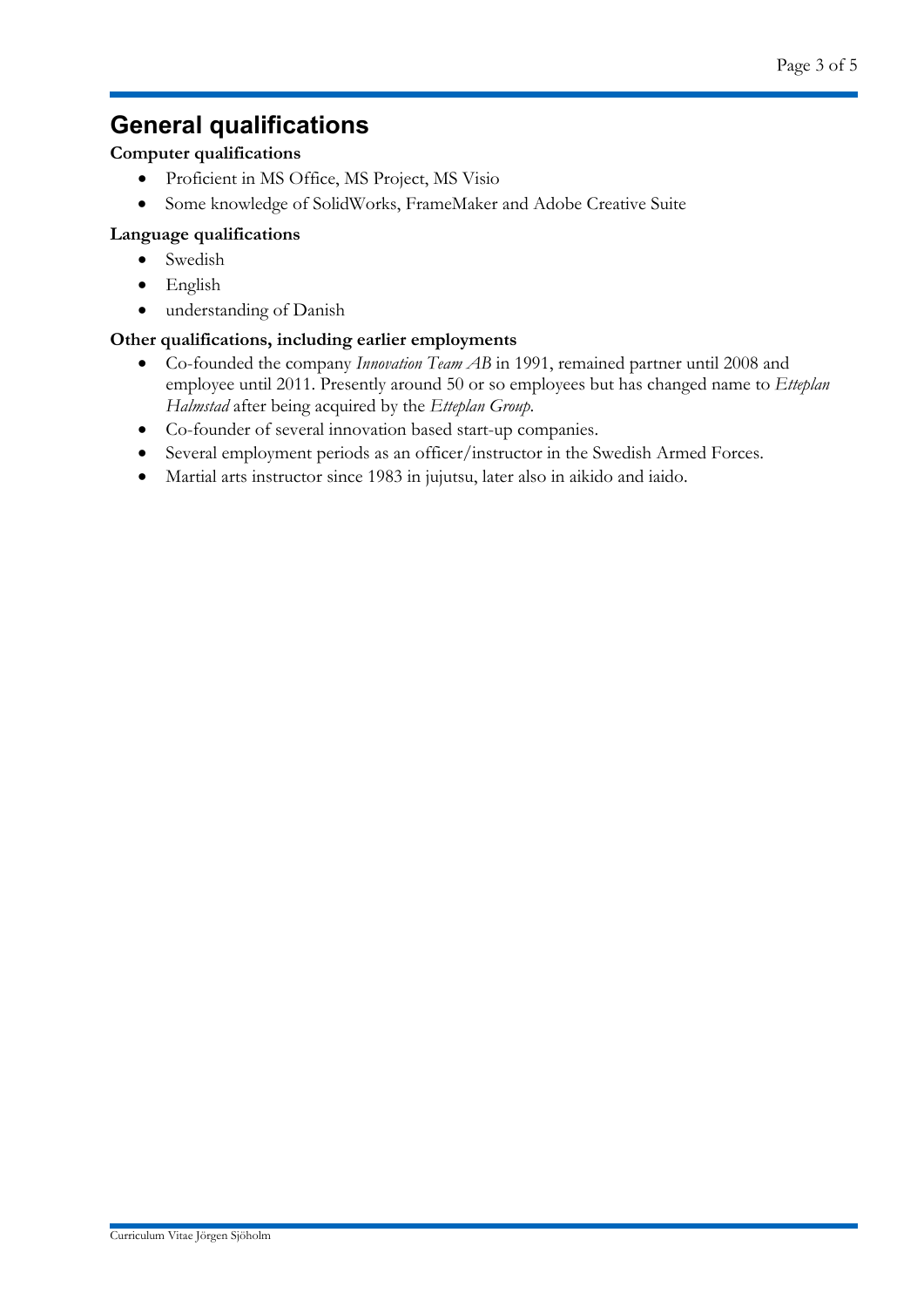# General qualifications

**Computer qualifications**

- Proficient in MS Office, MS Project, MS Visio
- Some knowledge of SolidWorks, FrameMaker and Adobe Creative Suite

**Language qualifications**

- Swedish
- English
- understanding of Danish

**Other qualifications, including earlier employments**

- Co-founded the company *Innovation Team AB* in 1991, remained partner until 2008 and employee until 2011. Presently around 50 or so employees but has changed name to *Etteplan Halmstad* after being acquired by the *Etteplan Group*.
- Co-founder of several innovation based start-up companies.
- Several employment periods as an officer/instructor in the Swedish Armed Forces.
- Martial arts instructor since 1983 in jujutsu, later also in aikido and iaido.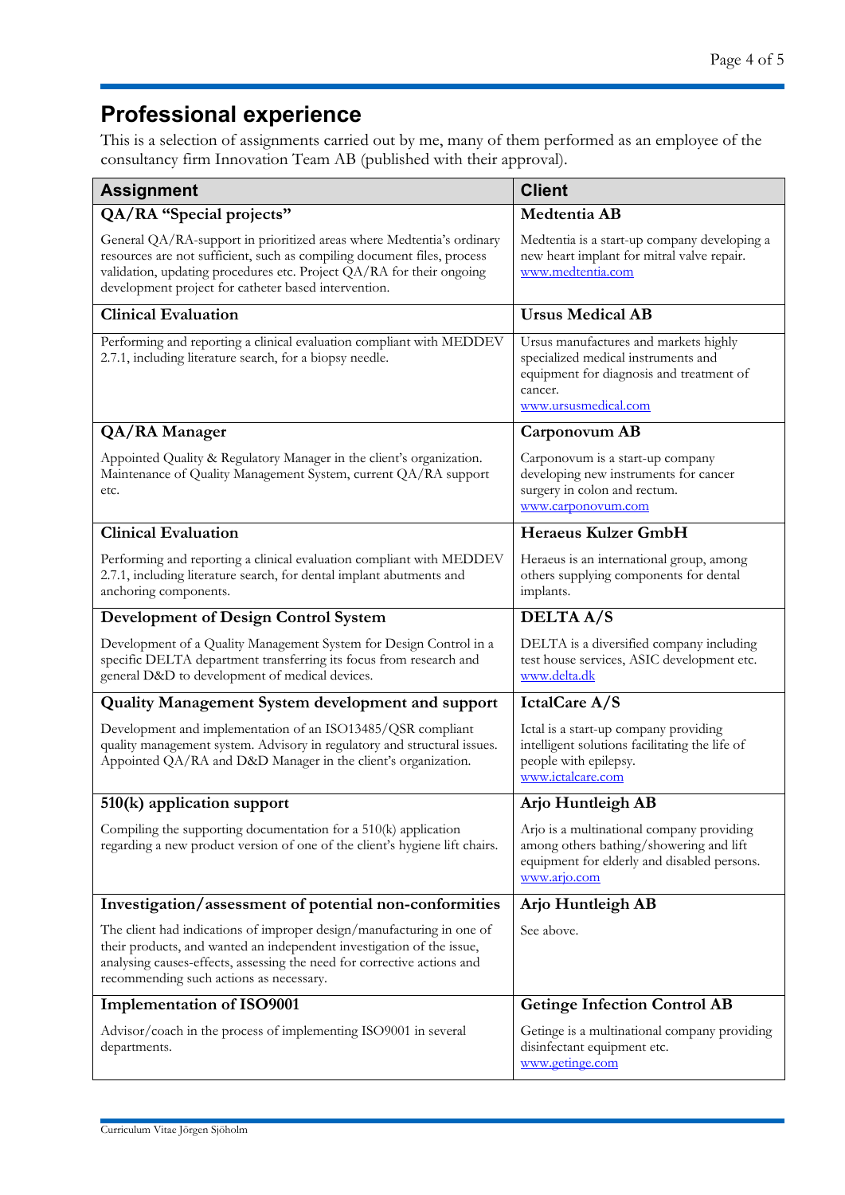## Professional experience

This is a selection of assignments carried out by me, many of them performed as an employee of the consultancy firm Innovation Team AB (published with their approval).

| Assignment | Client |
|---|---|
| **QA/RA "Special projects"** | **Medtentia AB** |
| General QA/RA-support in prioritized areas where Medtentia's ordinary resources are not sufficient, such as compiling document files, process validation, updating procedures etc. Project QA/RA for their ongoing development project for catheter based intervention. | Medtentia is a start-up company developing a new heart implant for mitral valve repair. www.medtentia.com |
| **Clinical Evaluation** | **Ursus Medical AB** |
| Performing and reporting a clinical evaluation compliant with MEDDEV 2.7.1, including literature search, for a biopsy needle. | Ursus manufactures and markets highly specialized medical instruments and equipment for diagnosis and treatment of cancer. www.ursusmedical.com |
| **QA/RA Manager** | **Carponovum AB** |
| Appointed Quality & Regulatory Manager in the client's organization. Maintenance of Quality Management System, current QA/RA support etc. | Carponovum is a start-up company developing new instruments for cancer surgery in colon and rectum. www.carponovum.com |
| **Clinical Evaluation** | **Heraeus Kulzer GmbH** |
| Performing and reporting a clinical evaluation compliant with MEDDEV 2.7.1, including literature search, for dental implant abutments and anchoring components. | Heraeus is an international group, among others supplying components for dental implants. |
| **Development of Design Control System** | **DELTA A/S** |
| Development of a Quality Management System for Design Control in a specific DELTA department transferring its focus from research and general D&D to development of medical devices. | DELTA is a diversified company including test house services, ASIC development etc. www.delta.dk |
| **Quality Management System development and support** | **IctalCare A/S** |
| Development and implementation of an ISO13485/QSR compliant quality management system. Advisory in regulatory and structural issues. Appointed QA/RA and D&D Manager in the client's organization. | Ictal is a start-up company providing intelligent solutions facilitating the life of people with epilepsy. www.ictalcare.com |
| **510(k) application support** | **Arjo Huntleigh AB** |
| Compiling the supporting documentation for a 510(k) application regarding a new product version of one of the client's hygiene lift chairs. | Arjo is a multinational company providing among others bathing/showering and lift equipment for elderly and disabled persons. www.arjo.com |
| **Investigation/assessment of potential non-conformities** | **Arjo Huntleigh AB** |
| The client had indications of improper design/manufacturing in one of their products, and wanted an independent investigation of the issue, analysing causes-effects, assessing the need for corrective actions and recommending such actions as necessary. | See above. |
| **Implementation of ISO9001** | **Getinge Infection Control AB** |
| Advisor/coach in the process of implementing ISO9001 in several departments. | Getinge is a multinational company providing disinfectant equipment etc. www.getinge.com |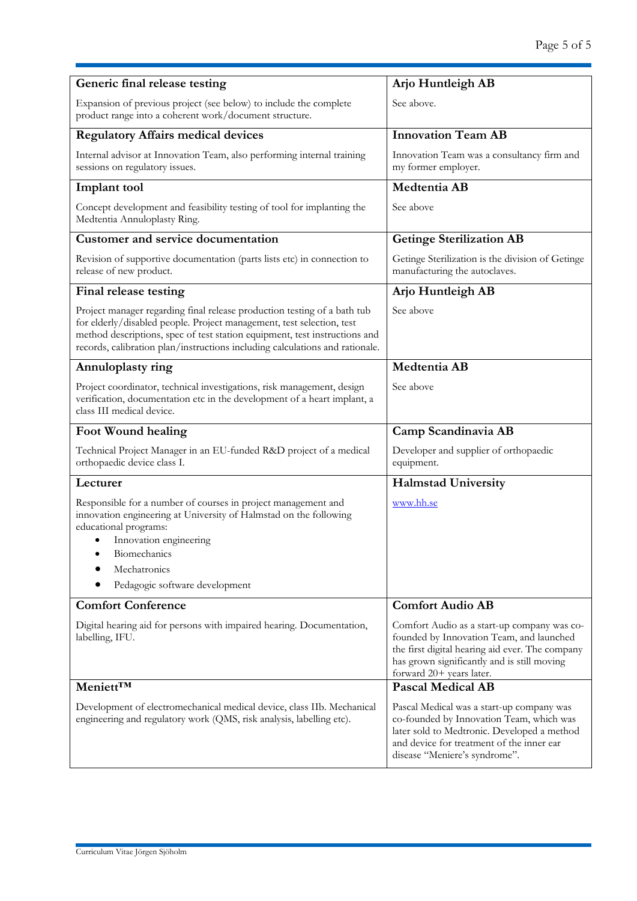| | |
|---|---|
| **Generic final release testing**<br><br>Expansion of previous project (see below) to include the complete product range into a coherent work/document structure. | **Arjo Huntleigh AB**<br><br>See above. |
| **Regulatory Affairs medical devices**<br><br>Internal advisor at Innovation Team, also performing internal training sessions on regulatory issues. | **Innovation Team AB**<br><br>Innovation Team was a consultancy firm and my former employer. |
| **Implant tool**<br><br>Concept development and feasibility testing of tool for implanting the Medtentia Annuloplasty Ring. | **Medtentia AB**<br><br>See above |
| **Customer and service documentation**<br><br>Revision of supportive documentation (parts lists etc) in connection to release of new product. | **Getinge Sterilization AB**<br><br>Getinge Sterilization is the division of Getinge manufacturing the autoclaves. |
| **Final release testing**<br><br>Project manager regarding final release production testing of a bath tub for elderly/disabled people. Project management, test selection, test method descriptions, spec of test station equipment, test instructions and records, calibration plan/instructions including calculations and rationale. | **Arjo Huntleigh AB**<br><br>See above |
| **Annuloplasty ring**<br><br>Project coordinator, technical investigations, risk management, design verification, documentation etc in the development of a heart implant, a class III medical device. | **Medtentia AB**<br><br>See above |
| **Foot Wound healing**<br><br>Technical Project Manager in an EU-funded R&D project of a medical orthopaedic device class I. | **Camp Scandinavia AB**<br><br>Developer and supplier of orthopaedic equipment. |
| **Lecturer**<br><br>Responsible for a number of courses in project management and innovation engineering at University of Halmstad on the following educational programs:<br>• Innovation engineering<br>• Biomechanics<br>• Mechatronics<br>• Pedagogic software development | **Halmstad University**<br><br>www.hh.se |
| **Comfort Conference**<br><br>Digital hearing aid for persons with impaired hearing. Documentation, labelling, IFU. | **Comfort Audio AB**<br><br>Comfort Audio as a start-up company was co-founded by Innovation Team, and launched the first digital hearing aid ever. The company has grown significantly and is still moving forward 20+ years later. |
| **Meniett™**<br><br>Development of electromechanical medical device, class IIb. Mechanical engineering and regulatory work (QMS, risk analysis, labelling etc). | **Pascal Medical AB**<br><br>Pascal Medical was a start-up company was co-founded by Innovation Team, which was later sold to Medtronic. Developed a method and device for treatment of the inner ear disease "Meniere's syndrome". |